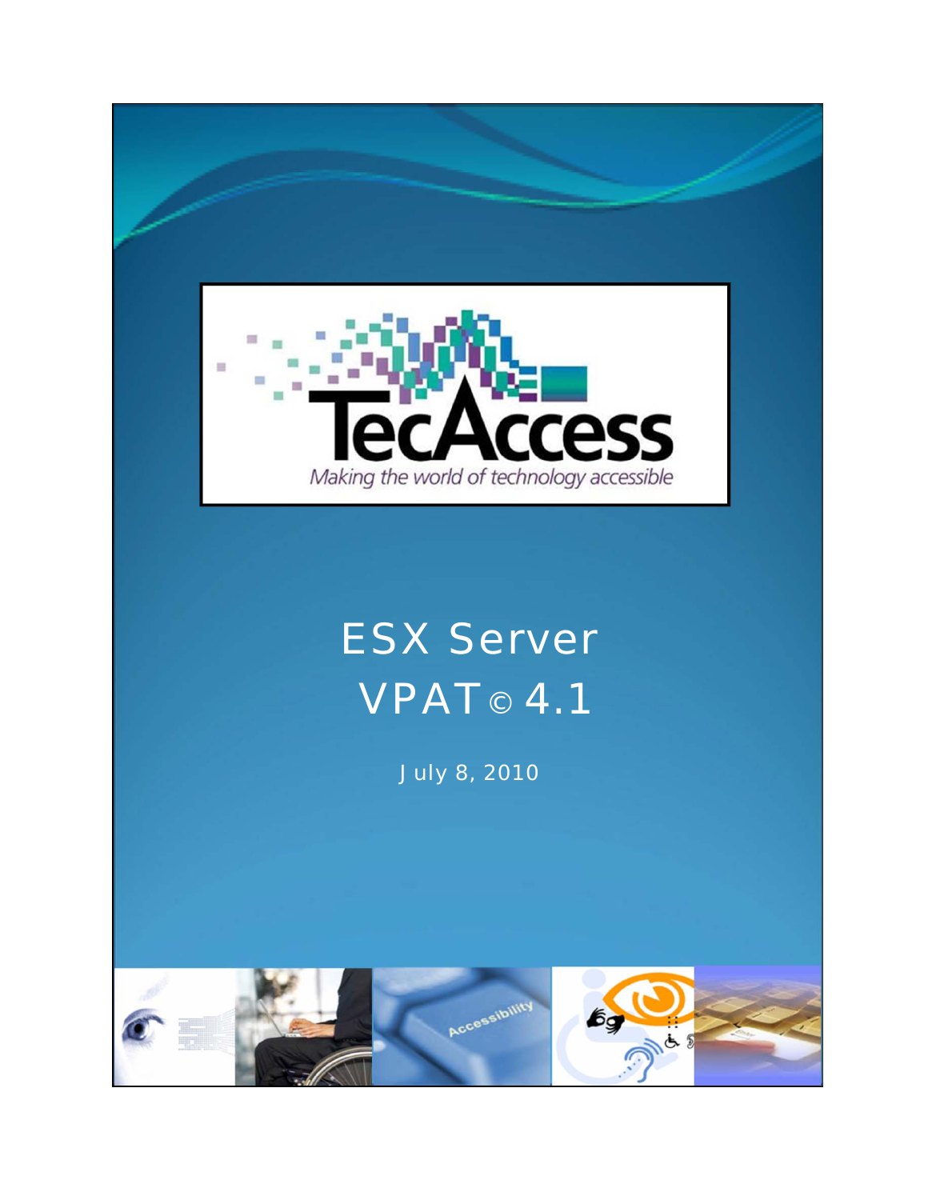TecAccess

*Making the world of technology accessible*

# ESX Server VPAT© 4.1

July 8, 2010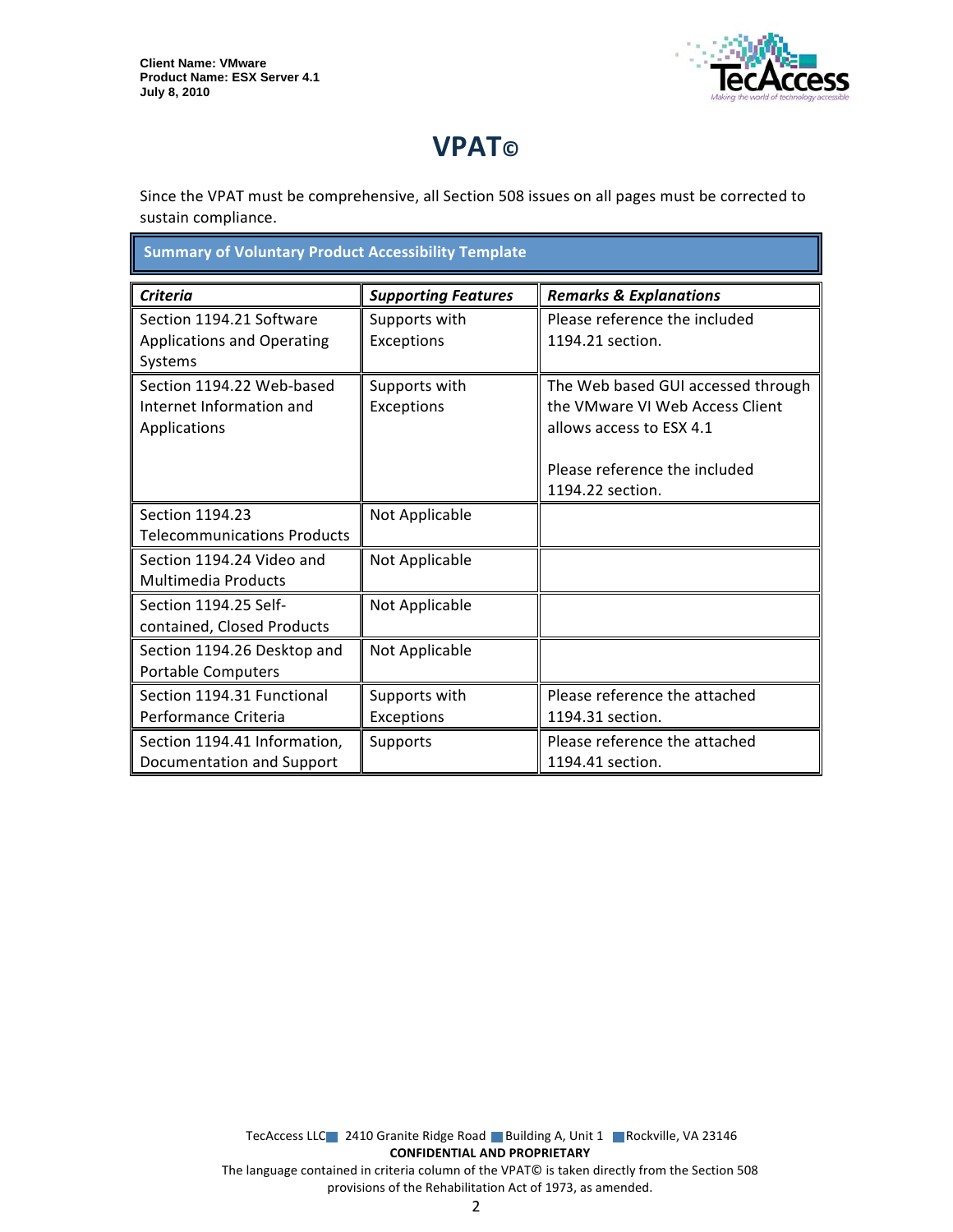Client Name: VMware
Product Name: ESX Server 4.1
July 8, 2010

# VPAT©

Since the VPAT must be comprehensive, all Section 508 issues on all pages must be corrected to sustain compliance.

**Summary of Voluntary Product Accessibility Template**

| *Criteria* | *Supporting Features* | *Remarks & Explanations* |
|---|---|---|
| Section 1194.21 Software Applications and Operating Systems | Supports with Exceptions | Please reference the included 1194.21 section. |
| Section 1194.22 Web-based Internet Information and Applications | Supports with Exceptions | The Web based GUI accessed through the VMware VI Web Access Client allows access to ESX 4.1<br><br>Please reference the included 1194.22 section. |
| Section 1194.23 Telecommunications Products | Not Applicable | |
| Section 1194.24 Video and Multimedia Products | Not Applicable | |
| Section 1194.25 Self-contained, Closed Products | Not Applicable | |
| Section 1194.26 Desktop and Portable Computers | Not Applicable | |
| Section 1194.31 Functional Performance Criteria | Supports with Exceptions | Please reference the attached 1194.31 section. |
| Section 1194.41 Information, Documentation and Support | Supports | Please reference the attached 1194.41 section. |

TecAccess LLC 2410 Granite Ridge Road Building A, Unit 1 Rockville, VA 23146
**CONFIDENTIAL AND PROPRIETARY**
The language contained in criteria column of the VPAT© is taken directly from the Section 508 provisions of the Rehabilitation Act of 1973, as amended.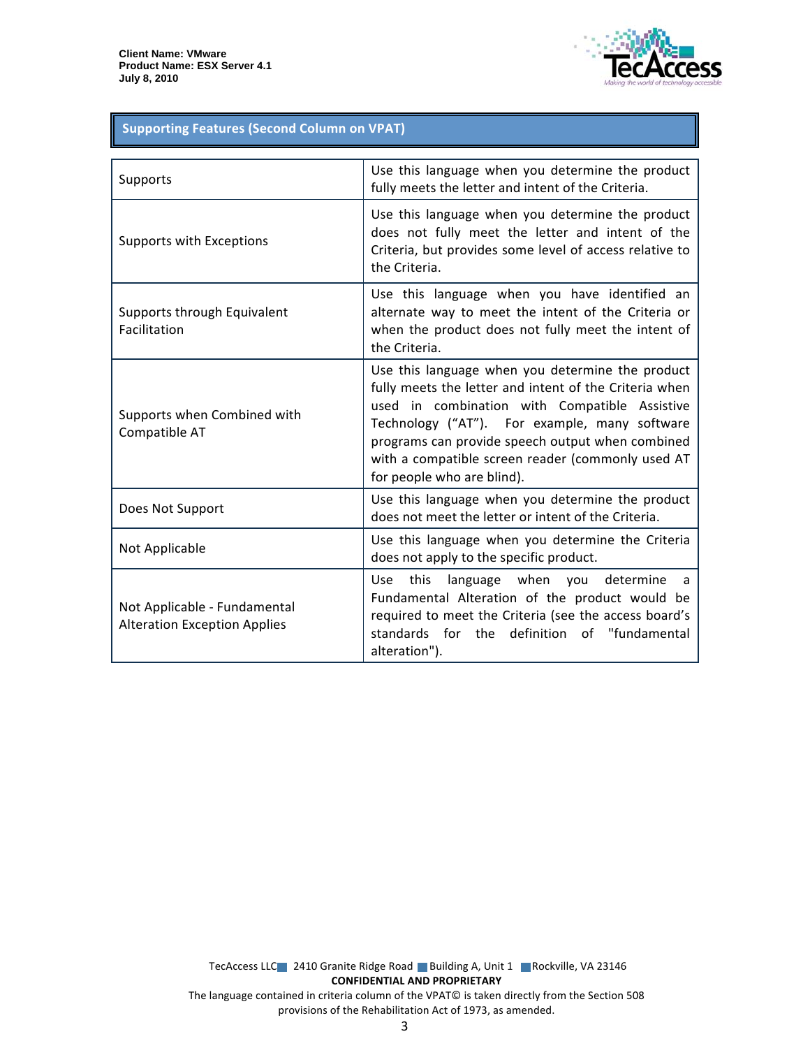## Supporting Features (Second Column on VPAT)

| | |
|---|---|
| Supports | Use this language when you determine the product fully meets the letter and intent of the Criteria. |
| Supports with Exceptions | Use this language when you determine the product does not fully meet the letter and intent of the Criteria, but provides some level of access relative to the Criteria. |
| Supports through Equivalent Facilitation | Use this language when you have identified an alternate way to meet the intent of the Criteria or when the product does not fully meet the intent of the Criteria. |
| Supports when Combined with Compatible AT | Use this language when you determine the product fully meets the letter and intent of the Criteria when used in combination with Compatible Assistive Technology (“AT”). For example, many software programs can provide speech output when combined with a compatible screen reader (commonly used AT for people who are blind). |
| Does Not Support | Use this language when you determine the product does not meet the letter or intent of the Criteria. |
| Not Applicable | Use this language when you determine the Criteria does not apply to the specific product. |
| Not Applicable - Fundamental Alteration Exception Applies | Use this language when you determine a Fundamental Alteration of the product would be required to meet the Criteria (see the access board’s standards for the definition of "fundamental alteration"). |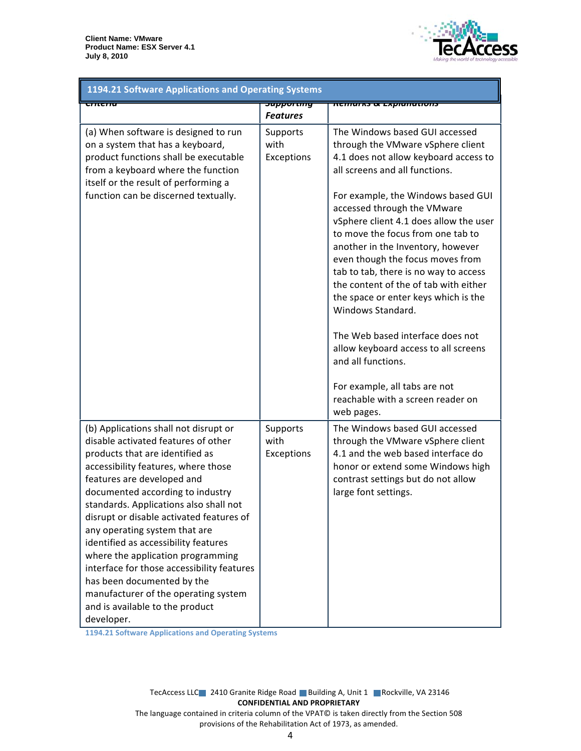| 1194.21 Software Applications and Operating Systems | | |
|---|---|---|
| Criteria | *Supporting Features* | *Remarks & Explanations* |
| (a) When software is designed to run on a system that has a keyboard, product functions shall be executable from a keyboard where the function itself or the result of performing a function can be discerned textually. | Supports with Exceptions | The Windows based GUI accessed through the VMware vSphere client 4.1 does not allow keyboard access to all screens and all functions.<br><br>For example, the Windows based GUI accessed through the VMware vSphere client 4.1 does allow the user to move the focus from one tab to another in the Inventory, however even though the focus moves from tab to tab, there is no way to access the content of the of tab with either the space or enter keys which is the Windows Standard.<br><br>The Web based interface does not allow keyboard access to all screens and all functions.<br><br>For example, all tabs are not reachable with a screen reader on web pages. |
| (b) Applications shall not disrupt or disable activated features of other products that are identified as accessibility features, where those features are developed and documented according to industry standards. Applications also shall not disrupt or disable activated features of any operating system that are identified as accessibility features where the application programming interface for those accessibility features has been documented by the manufacturer of the operating system and is available to the product developer. | Supports with Exceptions | The Windows based GUI accessed through the VMware vSphere client 4.1 and the web based interface do honor or extend some Windows high contrast settings but do not allow large font settings. |

1194.21 Software Applications and Operating Systems

TecAccess LLC 2410 Granite Ridge Road Building A, Unit 1 Rockville, VA 23146
**CONFIDENTIAL AND PROPRIETARY**
The language contained in criteria column of the VPAT© is taken directly from the Section 508 provisions of the Rehabilitation Act of 1973, as amended.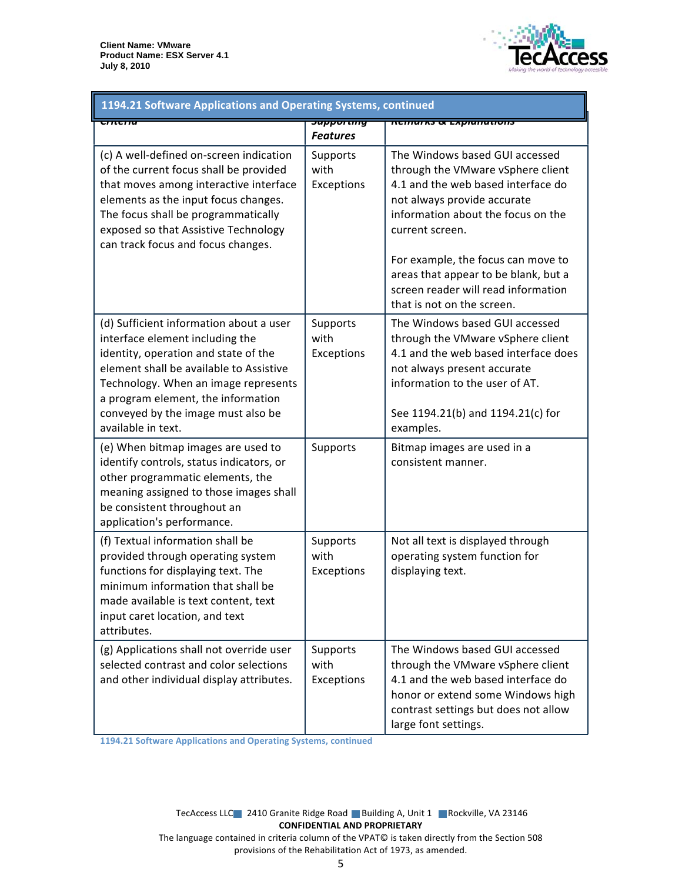| 1194.21 Software Applications and Operating Systems, continued | | |
|---|---|---|
| **Criteria** | **Supporting Features** | **Remarks & Explanations** |
| (c) A well-defined on-screen indication of the current focus shall be provided that moves among interactive interface elements as the input focus changes. The focus shall be programmatically exposed so that Assistive Technology can track focus and focus changes. | Supports with Exceptions | The Windows based GUI accessed through the VMware vSphere client 4.1 and the web based interface do not always provide accurate information about the focus on the current screen.<br><br>For example, the focus can move to areas that appear to be blank, but a screen reader will read information that is not on the screen. |
| (d) Sufficient information about a user interface element including the identity, operation and state of the element shall be available to Assistive Technology. When an image represents a program element, the information conveyed by the image must also be available in text. | Supports with Exceptions | The Windows based GUI accessed through the VMware vSphere client 4.1 and the web based interface does not always present accurate information to the user of AT.<br><br>See 1194.21(b) and 1194.21(c) for examples. |
| (e) When bitmap images are used to identify controls, status indicators, or other programmatic elements, the meaning assigned to those images shall be consistent throughout an application's performance. | Supports | Bitmap images are used in a consistent manner. |
| (f) Textual information shall be provided through operating system functions for displaying text. The minimum information that shall be made available is text content, text input caret location, and text attributes. | Supports with Exceptions | Not all text is displayed through operating system function for displaying text. |
| (g) Applications shall not override user selected contrast and color selections and other individual display attributes. | Supports with Exceptions | The Windows based GUI accessed through the VMware vSphere client 4.1 and the web based interface do honor or extend some Windows high contrast settings but does not allow large font settings. |

1194.21 Software Applications and Operating Systems, continued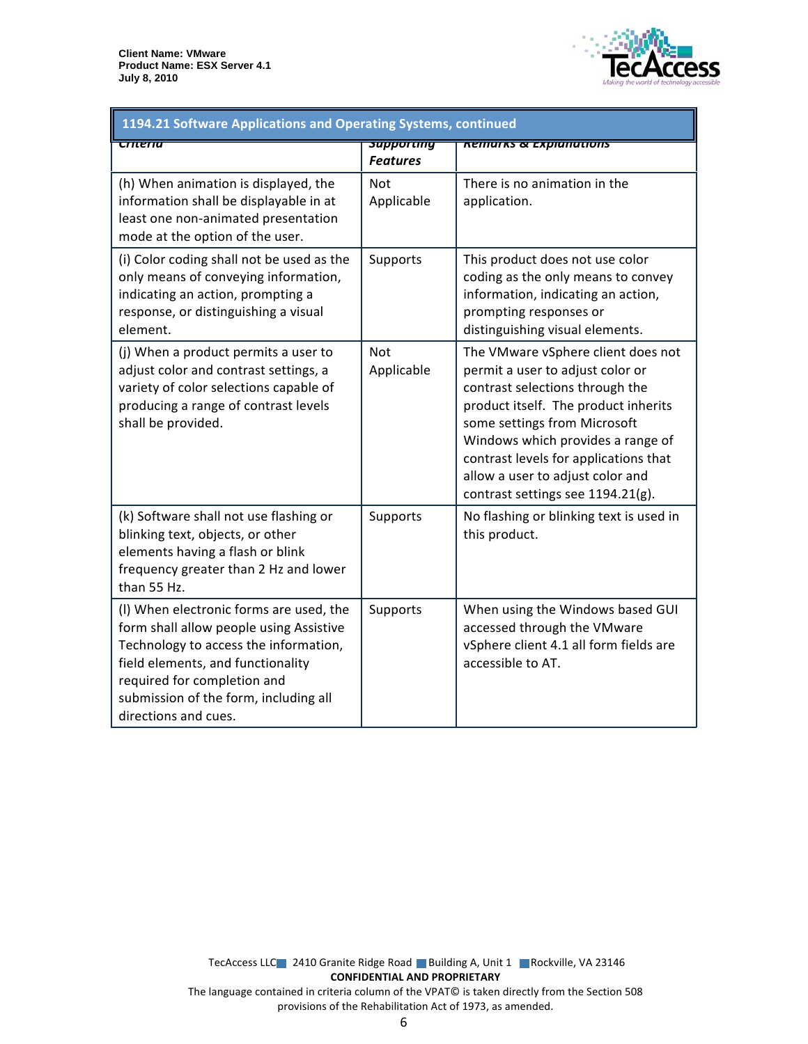| 1194.21 Software Applications and Operating Systems, continued | | |
|---|---|---|
| *Criteria* | *Supporting Features* | *Remarks & Explanations* |
| (h) When animation is displayed, the information shall be displayable in at least one non-animated presentation mode at the option of the user. | Not Applicable | There is no animation in the application. |
| (i) Color coding shall not be used as the only means of conveying information, indicating an action, prompting a response, or distinguishing a visual element. | Supports | This product does not use color coding as the only means to convey information, indicating an action, prompting responses or distinguishing visual elements. |
| (j) When a product permits a user to adjust color and contrast settings, a variety of color selections capable of producing a range of contrast levels shall be provided. | Not Applicable | The VMware vSphere client does not permit a user to adjust color or contrast selections through the product itself. The product inherits some settings from Microsoft Windows which provides a range of contrast levels for applications that allow a user to adjust color and contrast settings see 1194.21(g). |
| (k) Software shall not use flashing or blinking text, objects, or other elements having a flash or blink frequency greater than 2 Hz and lower than 55 Hz. | Supports | No flashing or blinking text is used in this product. |
| (l) When electronic forms are used, the form shall allow people using Assistive Technology to access the information, field elements, and functionality required for completion and submission of the form, including all directions and cues. | Supports | When using the Windows based GUI accessed through the VMware vSphere client 4.1 all form fields are accessible to AT. |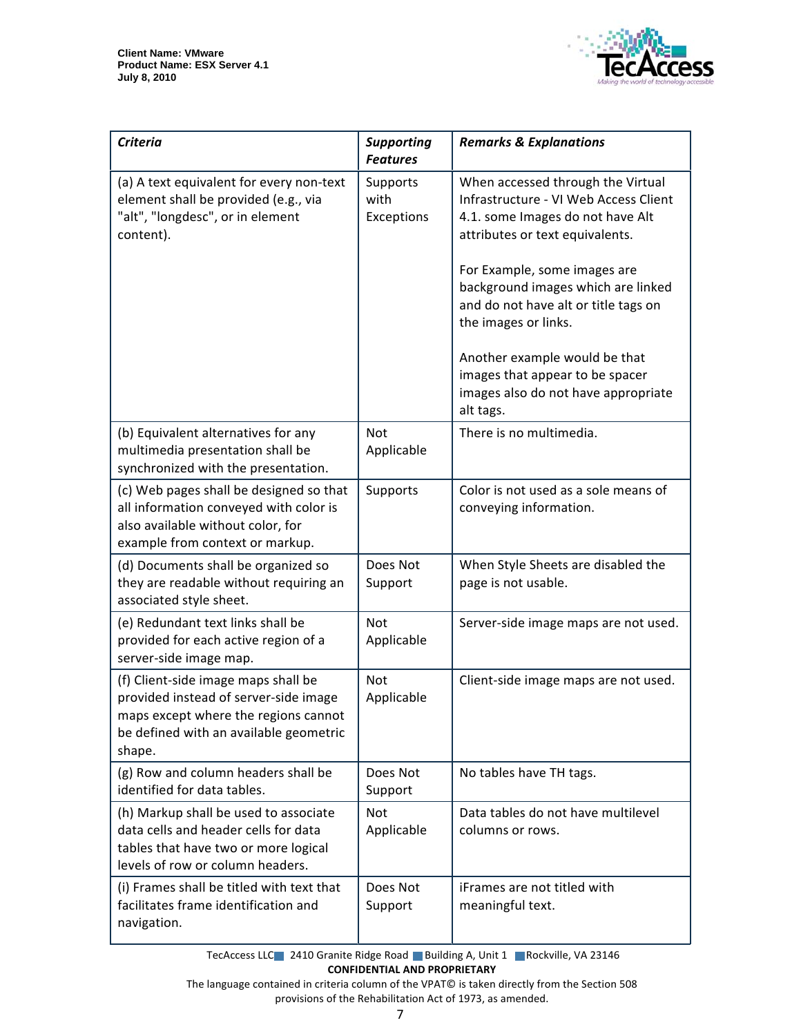| *Criteria* | *Supporting Features* | *Remarks & Explanations* |
|---|---|---|
| (a) A text equivalent for every non-text element shall be provided (e.g., via "alt", "longdesc", or in element content). | Supports with Exceptions | When accessed through the Virtual Infrastructure - VI Web Access Client 4.1. some Images do not have Alt attributes or text equivalents.<br><br>For Example, some images are background images which are linked and do not have alt or title tags on the images or links.<br><br>Another example would be that images that appear to be spacer images also do not have appropriate alt tags. |
| (b) Equivalent alternatives for any multimedia presentation shall be synchronized with the presentation. | Not Applicable | There is no multimedia. |
| (c) Web pages shall be designed so that all information conveyed with color is also available without color, for example from context or markup. | Supports | Color is not used as a sole means of conveying information. |
| (d) Documents shall be organized so they are readable without requiring an associated style sheet. | Does Not Support | When Style Sheets are disabled the page is not usable. |
| (e) Redundant text links shall be provided for each active region of a server-side image map. | Not Applicable | Server-side image maps are not used. |
| (f) Client-side image maps shall be provided instead of server-side image maps except where the regions cannot be defined with an available geometric shape. | Not Applicable | Client-side image maps are not used. |
| (g) Row and column headers shall be identified for data tables. | Does Not Support | No tables have TH tags. |
| (h) Markup shall be used to associate data cells and header cells for data tables that have two or more logical levels of row or column headers. | Not Applicable | Data tables do not have multilevel columns or rows. |
| (i) Frames shall be titled with text that facilitates frame identification and navigation. | Does Not Support | iFrames are not titled with meaningful text. |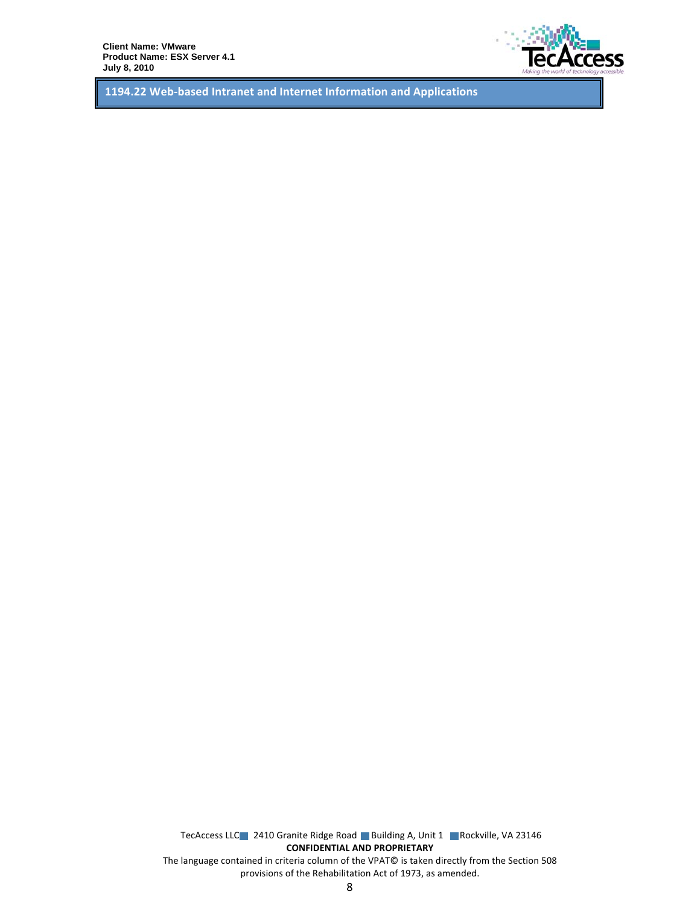## 1194.22 Web-based Intranet and Internet Information and Applications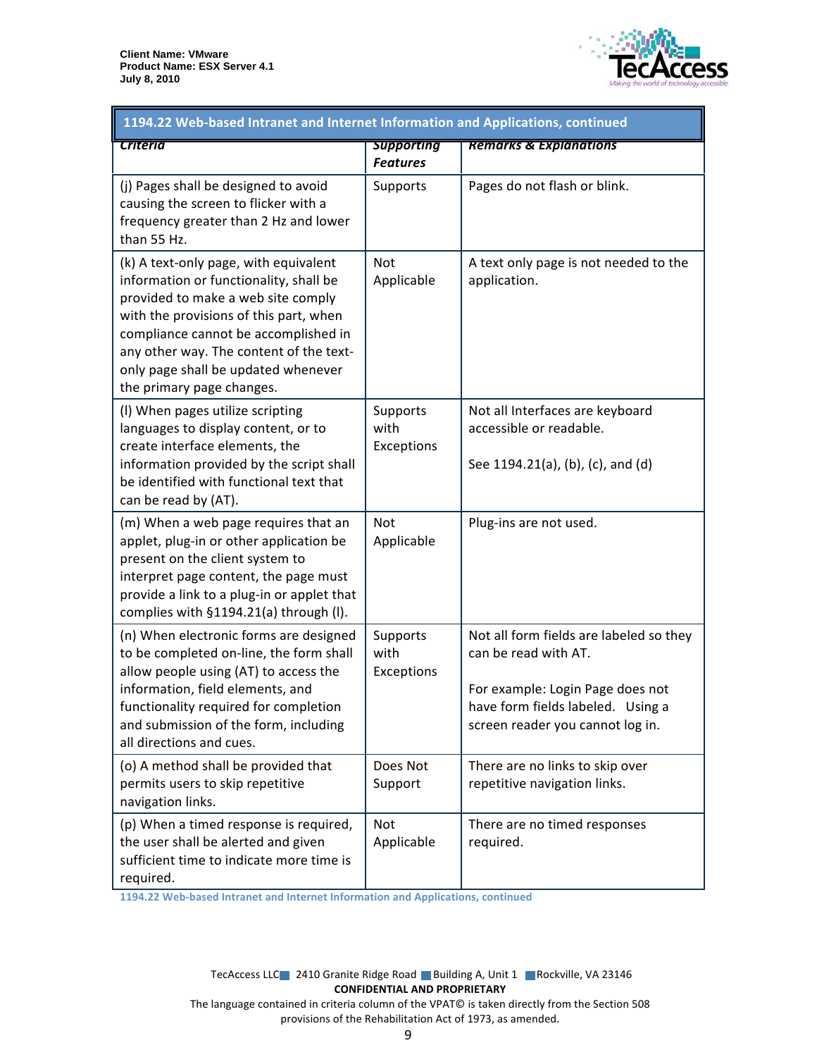| 1194.22 Web-based Intranet and Internet Information and Applications, continued | | |
|---|---|---|
| ***Criteria*** | ***Supporting Features*** | ***Remarks & Explanations*** |
| (j) Pages shall be designed to avoid causing the screen to flicker with a frequency greater than 2 Hz and lower than 55 Hz. | Supports | Pages do not flash or blink. |
| (k) A text-only page, with equivalent information or functionality, shall be provided to make a web site comply with the provisions of this part, when compliance cannot be accomplished in any other way. The content of the text-only page shall be updated whenever the primary page changes. | Not Applicable | A text only page is not needed to the application. |
| (l) When pages utilize scripting languages to display content, or to create interface elements, the information provided by the script shall be identified with functional text that can be read by (AT). | Supports with Exceptions | Not all Interfaces are keyboard accessible or readable.<br><br>See 1194.21(a), (b), (c), and (d) |
| (m) When a web page requires that an applet, plug-in or other application be present on the client system to interpret page content, the page must provide a link to a plug-in or applet that complies with §1194.21(a) through (l). | Not Applicable | Plug-ins are not used. |
| (n) When electronic forms are designed to be completed on-line, the form shall allow people using (AT) to access the information, field elements, and functionality required for completion and submission of the form, including all directions and cues. | Supports with Exceptions | Not all form fields are labeled so they can be read with AT.<br><br>For example: Login Page does not have form fields labeled. Using a screen reader you cannot log in. |
| (o) A method shall be provided that permits users to skip repetitive navigation links. | Does Not Support | There are no links to skip over repetitive navigation links. |
| (p) When a timed response is required, the user shall be alerted and given sufficient time to indicate more time is required. | Not Applicable | There are no timed responses required. |

1194.22 Web-based Intranet and Internet Information and Applications, continued

TecAccess LLC 2410 Granite Ridge Road Building A, Unit 1 Rockville, VA 23146

**CONFIDENTIAL AND PROPRIETARY**

The language contained in criteria column of the VPAT© is taken directly from the Section 508 provisions of the Rehabilitation Act of 1973, as amended.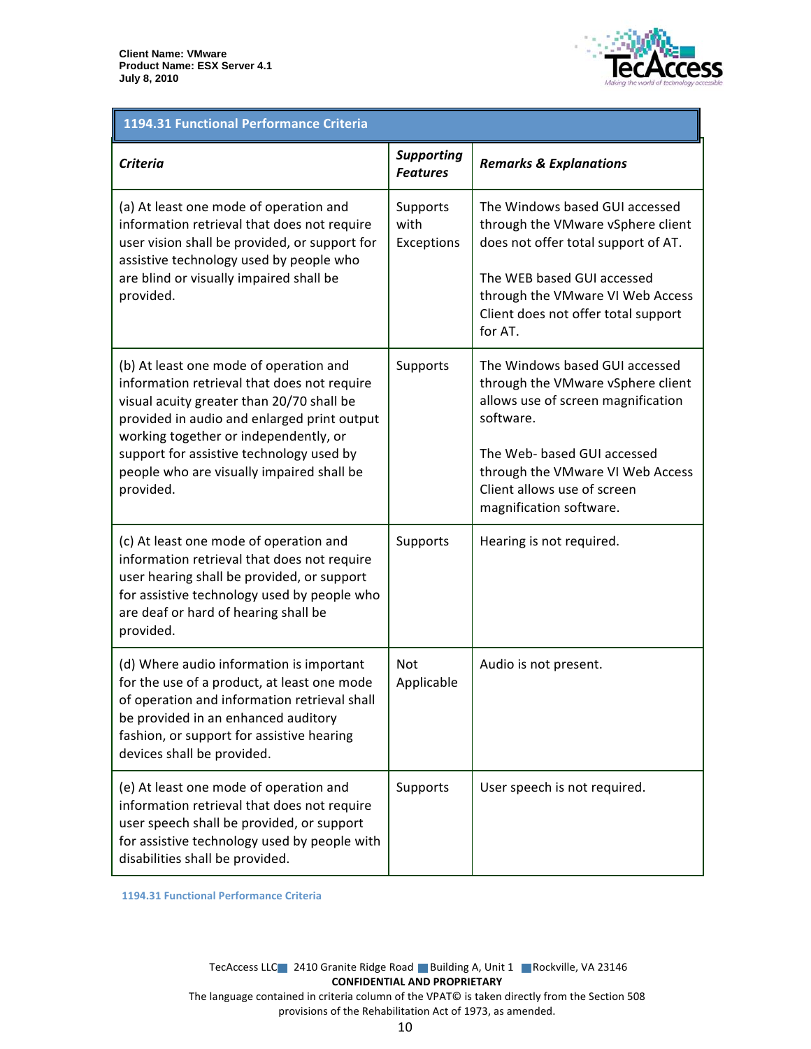| 1194.31 Functional Performance Criteria | | |
|---|---|---|
| ***Criteria*** | ***Supporting Features*** | ***Remarks & Explanations*** |
| (a) At least one mode of operation and information retrieval that does not require user vision shall be provided, or support for assistive technology used by people who are blind or visually impaired shall be provided. | Supports with Exceptions | The Windows based GUI accessed through the VMware vSphere client does not offer total support of AT.<br><br>The WEB based GUI accessed through the VMware VI Web Access Client does not offer total support for AT. |
| (b) At least one mode of operation and information retrieval that does not require visual acuity greater than 20/70 shall be provided in audio and enlarged print output working together or independently, or support for assistive technology used by people who are visually impaired shall be provided. | Supports | The Windows based GUI accessed through the VMware vSphere client allows use of screen magnification software.<br><br>The Web- based GUI accessed through the VMware VI Web Access Client allows use of screen magnification software. |
| (c) At least one mode of operation and information retrieval that does not require user hearing shall be provided, or support for assistive technology used by people who are deaf or hard of hearing shall be provided. | Supports | Hearing is not required. |
| (d) Where audio information is important for the use of a product, at least one mode of operation and information retrieval shall be provided in an enhanced auditory fashion, or support for assistive hearing devices shall be provided. | Not Applicable | Audio is not present. |
| (e) At least one mode of operation and information retrieval that does not require user speech shall be provided, or support for assistive technology used by people with disabilities shall be provided. | Supports | User speech is not required. |

1194.31 Functional Performance Criteria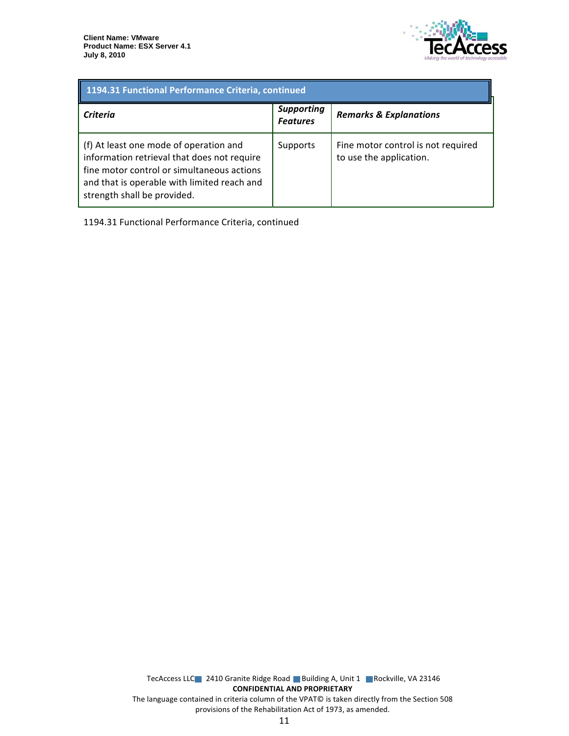| 1194.31 Functional Performance Criteria, continued | | |
|---|---|---|
| ***Criteria*** | ***Supporting Features*** | ***Remarks & Explanations*** |
| (f) At least one mode of operation and information retrieval that does not require fine motor control or simultaneous actions and that is operable with limited reach and strength shall be provided. | Supports | Fine motor control is not required to use the application. |

1194.31 Functional Performance Criteria, continued

TecAccess LLC 2410 Granite Ridge Road Building A, Unit 1 Rockville, VA 23146

**CONFIDENTIAL AND PROPRIETARY**

The language contained in criteria column of the VPAT© is taken directly from the Section 508 provisions of the Rehabilitation Act of 1973, as amended.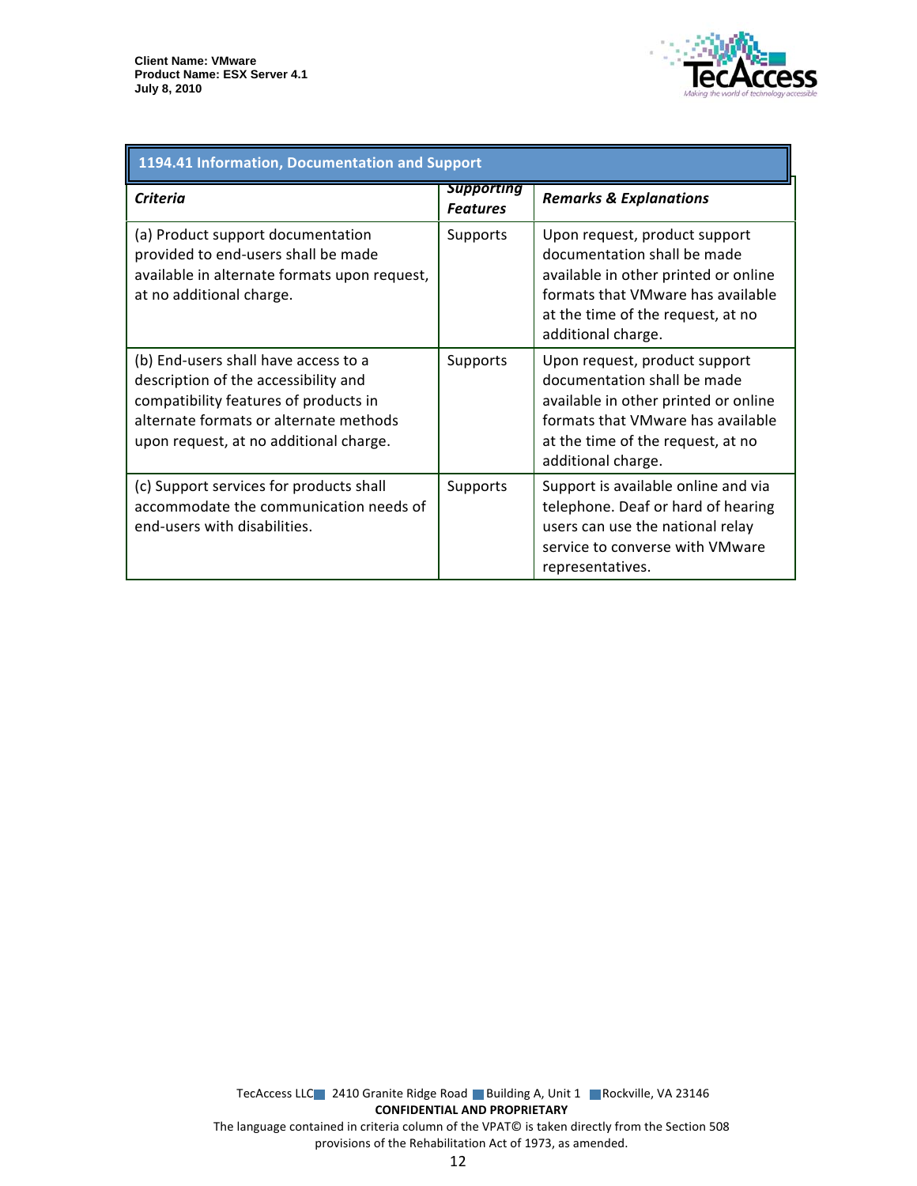| 1194.41 Information, Documentation and Support | | |
| --- | --- | --- |
| ***Criteria*** | ***Supporting Features*** | ***Remarks & Explanations*** |
| (a) Product support documentation provided to end-users shall be made available in alternate formats upon request, at no additional charge. | Supports | Upon request, product support documentation shall be made available in other printed or online formats that VMware has available at the time of the request, at no additional charge. |
| (b) End-users shall have access to a description of the accessibility and compatibility features of products in alternate formats or alternate methods upon request, at no additional charge. | Supports | Upon request, product support documentation shall be made available in other printed or online formats that VMware has available at the time of the request, at no additional charge. |
| (c) Support services for products shall accommodate the communication needs of end-users with disabilities. | Supports | Support is available online and via telephone. Deaf or hard of hearing users can use the national relay service to converse with VMware representatives. |